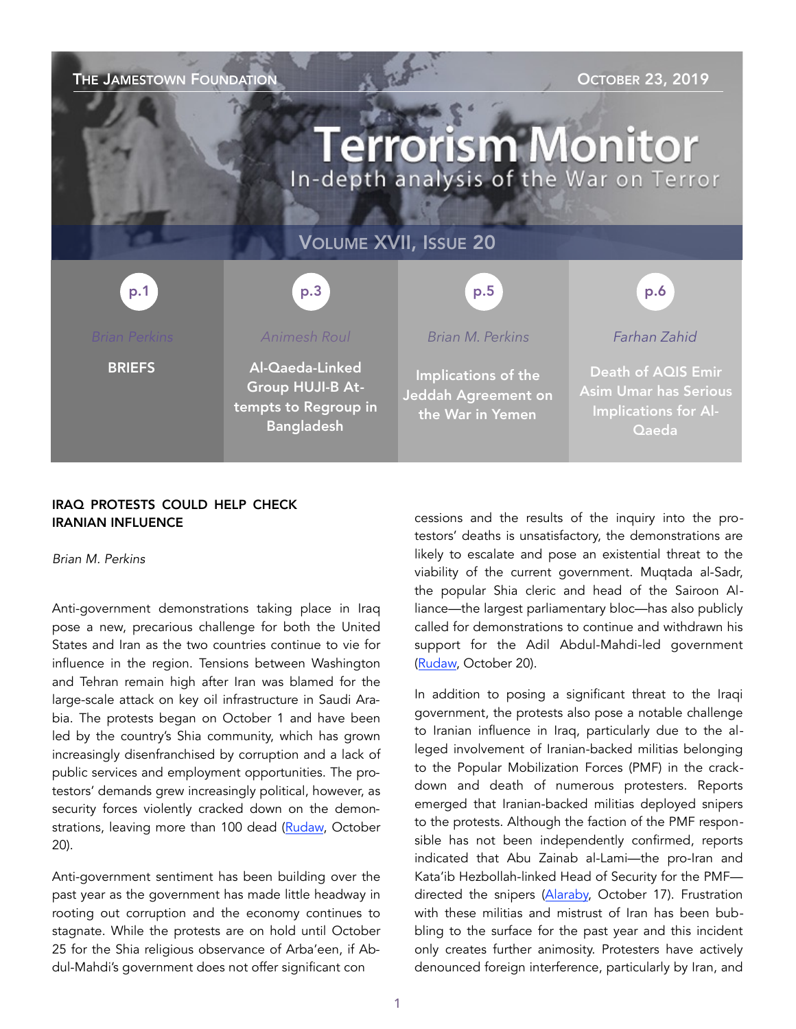THE JAMESTOWN FOUNDATION — OCTOBER 23, 2019

# Terrorism Monitor

In-depth analysis of the War on Terror

VOLUME XVII, ISSUE 20

| p.1 | p.3 | p.5 | p.6 |
|---|---|---|---|
| *Brian Perkins* | *Animesh Roul* | *Brian M. Perkins* | *Farhan Zahid* |
| **BRIEFS** | **Al-Qaeda-Linked Group HUJI-B Attempts to Regroup in Bangladesh** | **Implications of the Jeddah Agreement on the War in Yemen** | **Death of AQIS Emir Asim Umar has Serious Implications for Al-Qaeda** |

## IRAQ PROTESTS COULD HELP CHECK IRANIAN INFLUENCE

*Brian M. Perkins*

Anti-government demonstrations taking place in Iraq pose a new, precarious challenge for both the United States and Iran as the two countries continue to vie for influence in the region. Tensions between Washington and Tehran remain high after Iran was blamed for the large-scale attack on key oil infrastructure in Saudi Arabia. The protests began on October 1 and have been led by the country's Shia community, which has grown increasingly disenfranchised by corruption and a lack of public services and employment opportunities. The protestors' demands grew increasingly political, however, as security forces violently cracked down on the demonstrations, leaving more than 100 dead (Rudaw, October 20).

Anti-government sentiment has been building over the past year as the government has made little headway in rooting out corruption and the economy continues to stagnate. While the protests are on hold until October 25 for the Shia religious observance of Arba'een, if Abdul-Mahdi's government does not offer significant concessions and the results of the inquiry into the protestors' deaths is unsatisfactory, the demonstrations are likely to escalate and pose an existential threat to the viability of the current government. Muqtada al-Sadr, the popular Shia cleric and head of the Sairoon Alliance—the largest parliamentary bloc—has also publicly called for demonstrations to continue and withdrawn his support for the Adil Abdul-Mahdi-led government (Rudaw, October 20).

In addition to posing a significant threat to the Iraqi government, the protests also pose a notable challenge to Iranian influence in Iraq, particularly due to the alleged involvement of Iranian-backed militias belonging to the Popular Mobilization Forces (PMF) in the crackdown and death of numerous protesters. Reports emerged that Iranian-backed militias deployed snipers to the protests. Although the faction of the PMF responsible has not been independently confirmed, reports indicated that Abu Zainab al-Lami—the pro-Iran and Kata'ib Hezbollah-linked Head of Security for the PMF—directed the snipers (Alaraby, October 17). Frustration with these militias and mistrust of Iran has been bubbling to the surface for the past year and this incident only creates further animosity. Protesters have actively denounced foreign interference, particularly by Iran, and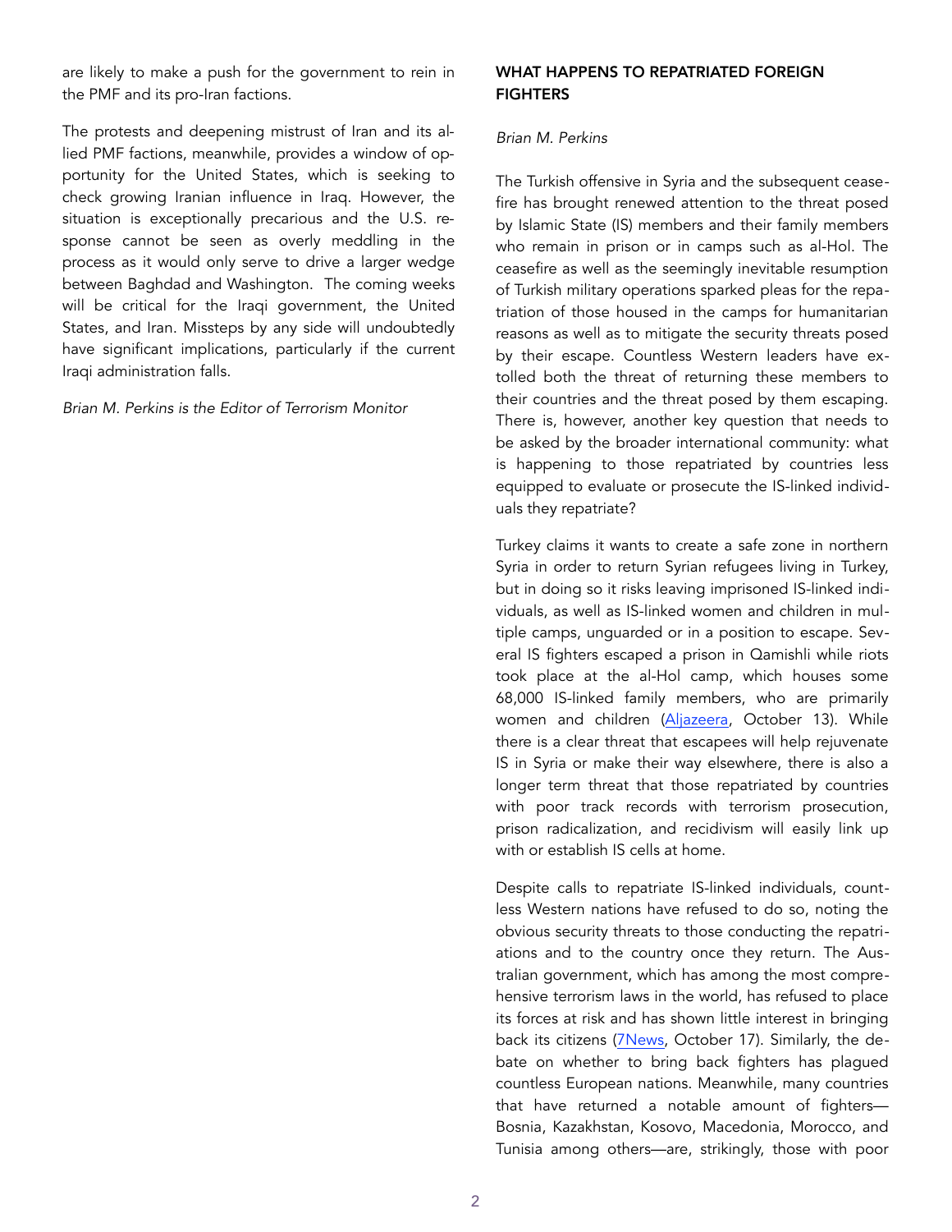are likely to make a push for the government to rein in the PMF and its pro-Iran factions.

The protests and deepening mistrust of Iran and its allied PMF factions, meanwhile, provides a window of opportunity for the United States, which is seeking to check growing Iranian influence in Iraq. However, the situation is exceptionally precarious and the U.S. response cannot be seen as overly meddling in the process as it would only serve to drive a larger wedge between Baghdad and Washington. The coming weeks will be critical for the Iraqi government, the United States, and Iran. Missteps by any side will undoubtedly have significant implications, particularly if the current Iraqi administration falls.

*Brian M. Perkins is the Editor of Terrorism Monitor*

## WHAT HAPPENS TO REPATRIATED FOREIGN FIGHTERS

*Brian M. Perkins*

The Turkish offensive in Syria and the subsequent ceasefire has brought renewed attention to the threat posed by Islamic State (IS) members and their family members who remain in prison or in camps such as al-Hol. The ceasefire as well as the seemingly inevitable resumption of Turkish military operations sparked pleas for the repatriation of those housed in the camps for humanitarian reasons as well as to mitigate the security threats posed by their escape. Countless Western leaders have extolled both the threat of returning these members to their countries and the threat posed by them escaping. There is, however, another key question that needs to be asked by the broader international community: what is happening to those repatriated by countries less equipped to evaluate or prosecute the IS-linked individuals they repatriate?

Turkey claims it wants to create a safe zone in northern Syria in order to return Syrian refugees living in Turkey, but in doing so it risks leaving imprisoned IS-linked individuals, as well as IS-linked women and children in multiple camps, unguarded or in a position to escape. Several IS fighters escaped a prison in Qamishli while riots took place at the al-Hol camp, which houses some 68,000 IS-linked family members, who are primarily women and children (Aljazeera, October 13). While there is a clear threat that escapees will help rejuvenate IS in Syria or make their way elsewhere, there is also a longer term threat that those repatriated by countries with poor track records with terrorism prosecution, prison radicalization, and recidivism will easily link up with or establish IS cells at home.

Despite calls to repatriate IS-linked individuals, countless Western nations have refused to do so, noting the obvious security threats to those conducting the repatriations and to the country once they return. The Australian government, which has among the most comprehensive terrorism laws in the world, has refused to place its forces at risk and has shown little interest in bringing back its citizens (7News, October 17). Similarly, the debate on whether to bring back fighters has plagued countless European nations. Meanwhile, many countries that have returned a notable amount of fighters—Bosnia, Kazakhstan, Kosovo, Macedonia, Morocco, and Tunisia among others—are, strikingly, those with poor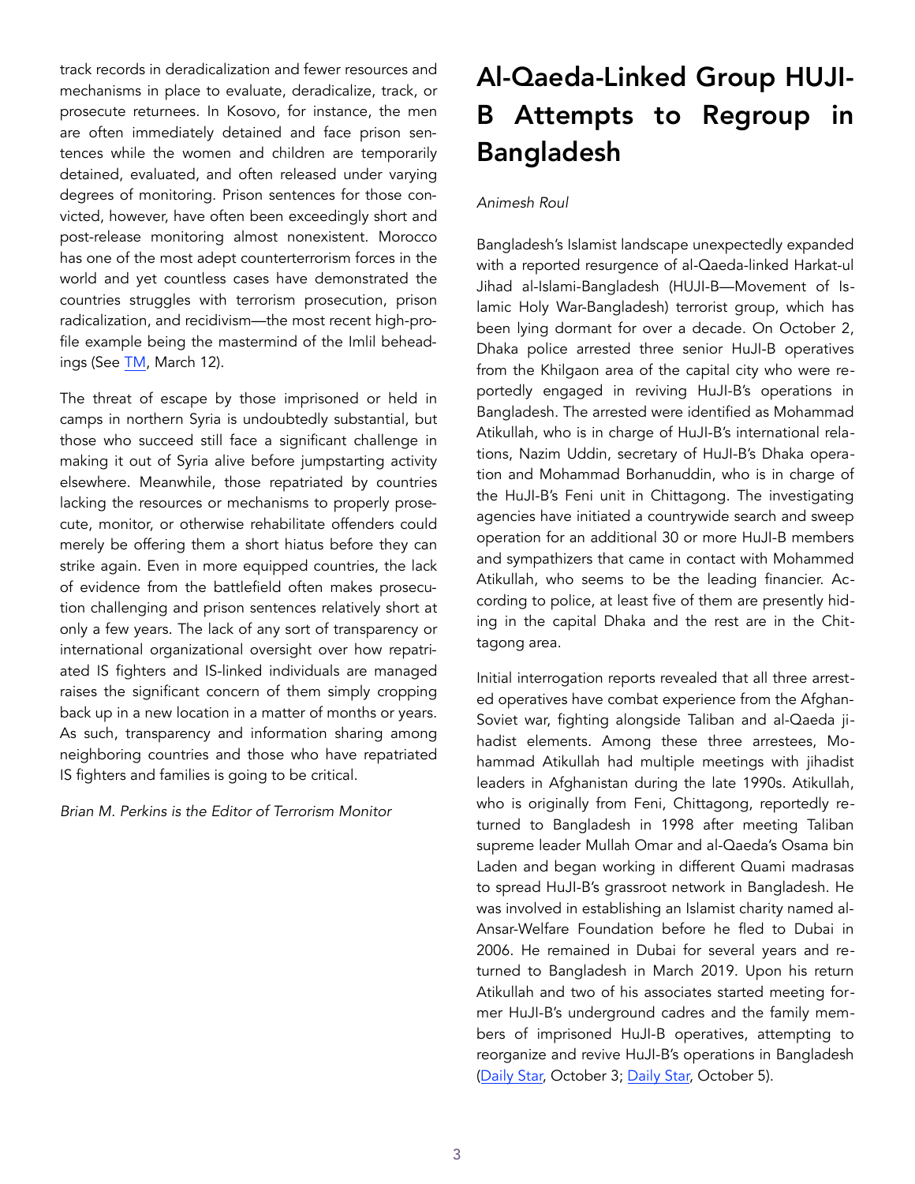track records in deradicalization and fewer resources and mechanisms in place to evaluate, deradicalize, track, or prosecute returnees. In Kosovo, for instance, the men are often immediately detained and face prison sentences while the women and children are temporarily detained, evaluated, and often released under varying degrees of monitoring. Prison sentences for those convicted, however, have often been exceedingly short and post-release monitoring almost nonexistent. Morocco has one of the most adept counterterrorism forces in the world and yet countless cases have demonstrated the countries struggles with terrorism prosecution, prison radicalization, and recidivism—the most recent high-profile example being the mastermind of the Imlil beheadings (See TM, March 12).

The threat of escape by those imprisoned or held in camps in northern Syria is undoubtedly substantial, but those who succeed still face a significant challenge in making it out of Syria alive before jumpstarting activity elsewhere. Meanwhile, those repatriated by countries lacking the resources or mechanisms to properly prosecute, monitor, or otherwise rehabilitate offenders could merely be offering them a short hiatus before they can strike again. Even in more equipped countries, the lack of evidence from the battlefield often makes prosecution challenging and prison sentences relatively short at only a few years. The lack of any sort of transparency or international organizational oversight over how repatriated IS fighters and IS-linked individuals are managed raises the significant concern of them simply cropping back up in a new location in a matter of months or years. As such, transparency and information sharing among neighboring countries and those who have repatriated IS fighters and families is going to be critical.

*Brian M. Perkins is the Editor of Terrorism Monitor*

# Al-Qaeda-Linked Group HUJI-B Attempts to Regroup in Bangladesh

*Animesh Roul*

Bangladesh's Islamist landscape unexpectedly expanded with a reported resurgence of al-Qaeda-linked Harkat-ul Jihad al-Islami-Bangladesh (HUJI-B—Movement of Islamic Holy War-Bangladesh) terrorist group, which has been lying dormant for over a decade. On October 2, Dhaka police arrested three senior HuJI-B operatives from the Khilgaon area of the capital city who were reportedly engaged in reviving HuJI-B's operations in Bangladesh. The arrested were identified as Mohammad Atikullah, who is in charge of HuJI-B's international relations, Nazim Uddin, secretary of HuJI-B's Dhaka operation and Mohammad Borhanuddin, who is in charge of the HuJI-B's Feni unit in Chittagong. The investigating agencies have initiated a countrywide search and sweep operation for an additional 30 or more HuJI-B members and sympathizers that came in contact with Mohammed Atikullah, who seems to be the leading financier. According to police, at least five of them are presently hiding in the capital Dhaka and the rest are in the Chittagong area.

Initial interrogation reports revealed that all three arrested operatives have combat experience from the Afghan-Soviet war, fighting alongside Taliban and al-Qaeda jihadist elements. Among these three arrestees, Mohammad Atikullah had multiple meetings with jihadist leaders in Afghanistan during the late 1990s. Atikullah, who is originally from Feni, Chittagong, reportedly returned to Bangladesh in 1998 after meeting Taliban supreme leader Mullah Omar and al-Qaeda's Osama bin Laden and began working in different Quami madrasas to spread HuJI-B's grassroot network in Bangladesh. He was involved in establishing an Islamist charity named al-Ansar-Welfare Foundation before he fled to Dubai in 2006. He remained in Dubai for several years and returned to Bangladesh in March 2019. Upon his return Atikullah and two of his associates started meeting former HuJI-B's underground cadres and the family members of imprisoned HuJI-B operatives, attempting to reorganize and revive HuJI-B's operations in Bangladesh (Daily Star, October 3; Daily Star, October 5).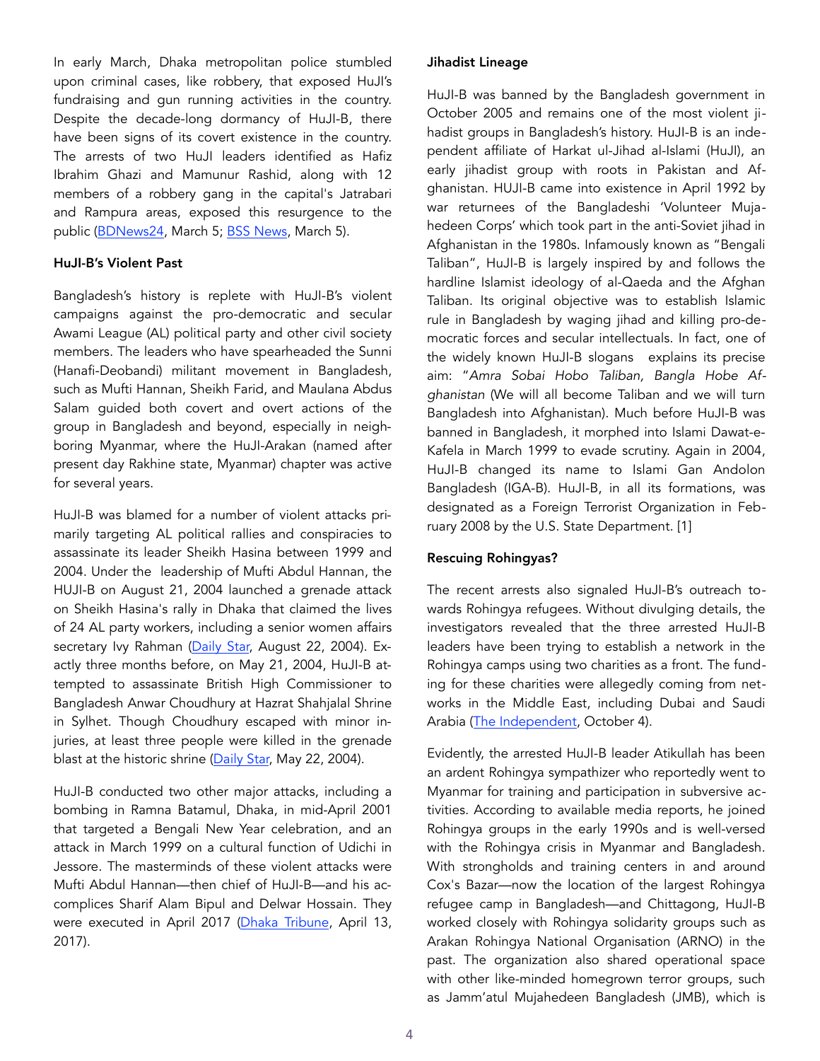In early March, Dhaka metropolitan police stumbled upon criminal cases, like robbery, that exposed HuJI's fundraising and gun running activities in the country. Despite the decade-long dormancy of HuJI-B, there have been signs of its covert existence in the country. The arrests of two HuJI leaders identified as Hafiz Ibrahim Ghazi and Mamunur Rashid, along with 12 members of a robbery gang in the capital's Jatrabari and Rampura areas, exposed this resurgence to the public (BDNews24, March 5; BSS News, March 5).

### HuJI-B's Violent Past

Bangladesh's history is replete with HuJI-B's violent campaigns against the pro-democratic and secular Awami League (AL) political party and other civil society members. The leaders who have spearheaded the Sunni (Hanafi-Deobandi) militant movement in Bangladesh, such as Mufti Hannan, Sheikh Farid, and Maulana Abdus Salam guided both covert and overt actions of the group in Bangladesh and beyond, especially in neighboring Myanmar, where the HuJI-Arakan (named after present day Rakhine state, Myanmar) chapter was active for several years.

HuJI-B was blamed for a number of violent attacks primarily targeting AL political rallies and conspiracies to assassinate its leader Sheikh Hasina between 1999 and 2004. Under the leadership of Mufti Abdul Hannan, the HUJI-B on August 21, 2004 launched a grenade attack on Sheikh Hasina's rally in Dhaka that claimed the lives of 24 AL party workers, including a senior women affairs secretary Ivy Rahman (Daily Star, August 22, 2004). Exactly three months before, on May 21, 2004, HuJI-B attempted to assassinate British High Commissioner to Bangladesh Anwar Choudhury at Hazrat Shahjalal Shrine in Sylhet. Though Choudhury escaped with minor injuries, at least three people were killed in the grenade blast at the historic shrine (Daily Star, May 22, 2004).

HuJI-B conducted two other major attacks, including a bombing in Ramna Batamul, Dhaka, in mid-April 2001 that targeted a Bengali New Year celebration, and an attack in March 1999 on a cultural function of Udichi in Jessore. The masterminds of these violent attacks were Mufti Abdul Hannan—then chief of HuJI-B—and his accomplices Sharif Alam Bipul and Delwar Hossain. They were executed in April 2017 (Dhaka Tribune, April 13, 2017).

### Jihadist Lineage

HuJI-B was banned by the Bangladesh government in October 2005 and remains one of the most violent jihadist groups in Bangladesh's history. HuJI-B is an independent affiliate of Harkat ul-Jihad al-Islami (HuJI), an early jihadist group with roots in Pakistan and Afghanistan. HUJI-B came into existence in April 1992 by war returnees of the Bangladeshi 'Volunteer Mujahedeen Corps' which took part in the anti-Soviet jihad in Afghanistan in the 1980s. Infamously known as "Bengali Taliban", HuJI-B is largely inspired by and follows the hardline Islamist ideology of al-Qaeda and the Afghan Taliban. Its original objective was to establish Islamic rule in Bangladesh by waging jihad and killing pro-democratic forces and secular intellectuals. In fact, one of the widely known HuJI-B slogans explains its precise aim: "*Amra Sobai Hobo Taliban, Bangla Hobe Afghanistan* (We will all become Taliban and we will turn Bangladesh into Afghanistan). Much before HuJI-B was banned in Bangladesh, it morphed into Islami Dawat-e-Kafela in March 1999 to evade scrutiny. Again in 2004, HuJI-B changed its name to Islami Gan Andolon Bangladesh (IGA-B). HuJI-B, in all its formations, was designated as a Foreign Terrorist Organization in February 2008 by the U.S. State Department. [1]

### Rescuing Rohingyas?

The recent arrests also signaled HuJI-B's outreach towards Rohingya refugees. Without divulging details, the investigators revealed that the three arrested HuJI-B leaders have been trying to establish a network in the Rohingya camps using two charities as a front. The funding for these charities were allegedly coming from networks in the Middle East, including Dubai and Saudi Arabia (The Independent, October 4).

Evidently, the arrested HuJI-B leader Atikullah has been an ardent Rohingya sympathizer who reportedly went to Myanmar for training and participation in subversive activities. According to available media reports, he joined Rohingya groups in the early 1990s and is well-versed with the Rohingya crisis in Myanmar and Bangladesh. With strongholds and training centers in and around Cox's Bazar—now the location of the largest Rohingya refugee camp in Bangladesh—and Chittagong, HuJI-B worked closely with Rohingya solidarity groups such as Arakan Rohingya National Organisation (ARNO) in the past. The organization also shared operational space with other like-minded homegrown terror groups, such as Jamm'atul Mujahedeen Bangladesh (JMB), which is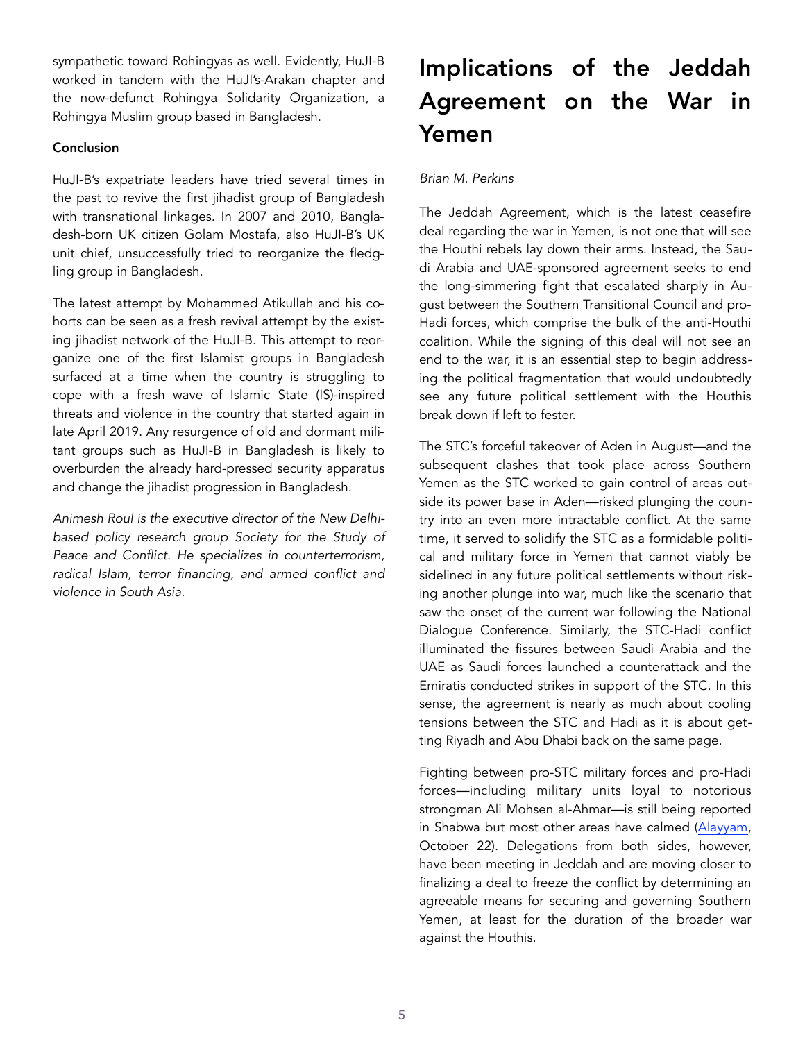sympathetic toward Rohingyas as well. Evidently, HuJI-B worked in tandem with the HuJI's-Arakan chapter and the now-defunct Rohingya Solidarity Organization, a Rohingya Muslim group based in Bangladesh.

**Conclusion**

HuJI-B's expatriate leaders have tried several times in the past to revive the first jihadist group of Bangladesh with transnational linkages. In 2007 and 2010, Bangladesh-born UK citizen Golam Mostafa, also HuJI-B's UK unit chief, unsuccessfully tried to reorganize the fledgling group in Bangladesh.

The latest attempt by Mohammed Atikullah and his cohorts can be seen as a fresh revival attempt by the existing jihadist network of the HuJI-B. This attempt to reorganize one of the first Islamist groups in Bangladesh surfaced at a time when the country is struggling to cope with a fresh wave of Islamic State (IS)-inspired threats and violence in the country that started again in late April 2019. Any resurgence of old and dormant militant groups such as HuJI-B in Bangladesh is likely to overburden the already hard-pressed security apparatus and change the jihadist progression in Bangladesh.

*Animesh Roul is the executive director of the New Delhi-based policy research group Society for the Study of Peace and Conflict. He specializes in counterterrorism, radical Islam, terror financing, and armed conflict and violence in South Asia.*

# Implications of the Jeddah Agreement on the War in Yemen

*Brian M. Perkins*

The Jeddah Agreement, which is the latest ceasefire deal regarding the war in Yemen, is not one that will see the Houthi rebels lay down their arms. Instead, the Saudi Arabia and UAE-sponsored agreement seeks to end the long-simmering fight that escalated sharply in August between the Southern Transitional Council and pro-Hadi forces, which comprise the bulk of the anti-Houthi coalition. While the signing of this deal will not see an end to the war, it is an essential step to begin addressing the political fragmentation that would undoubtedly see any future political settlement with the Houthis break down if left to fester.

The STC's forceful takeover of Aden in August—and the subsequent clashes that took place across Southern Yemen as the STC worked to gain control of areas outside its power base in Aden—risked plunging the country into an even more intractable conflict. At the same time, it served to solidify the STC as a formidable political and military force in Yemen that cannot viably be sidelined in any future political settlements without risking another plunge into war, much like the scenario that saw the onset of the current war following the National Dialogue Conference. Similarly, the STC-Hadi conflict illuminated the fissures between Saudi Arabia and the UAE as Saudi forces launched a counterattack and the Emiratis conducted strikes in support of the STC. In this sense, the agreement is nearly as much about cooling tensions between the STC and Hadi as it is about getting Riyadh and Abu Dhabi back on the same page.

Fighting between pro-STC military forces and pro-Hadi forces—including military units loyal to notorious strongman Ali Mohsen al-Ahmar—is still being reported in Shabwa but most other areas have calmed (Alayyam, October 22). Delegations from both sides, however, have been meeting in Jeddah and are moving closer to finalizing a deal to freeze the conflict by determining an agreeable means for securing and governing Southern Yemen, at least for the duration of the broader war against the Houthis.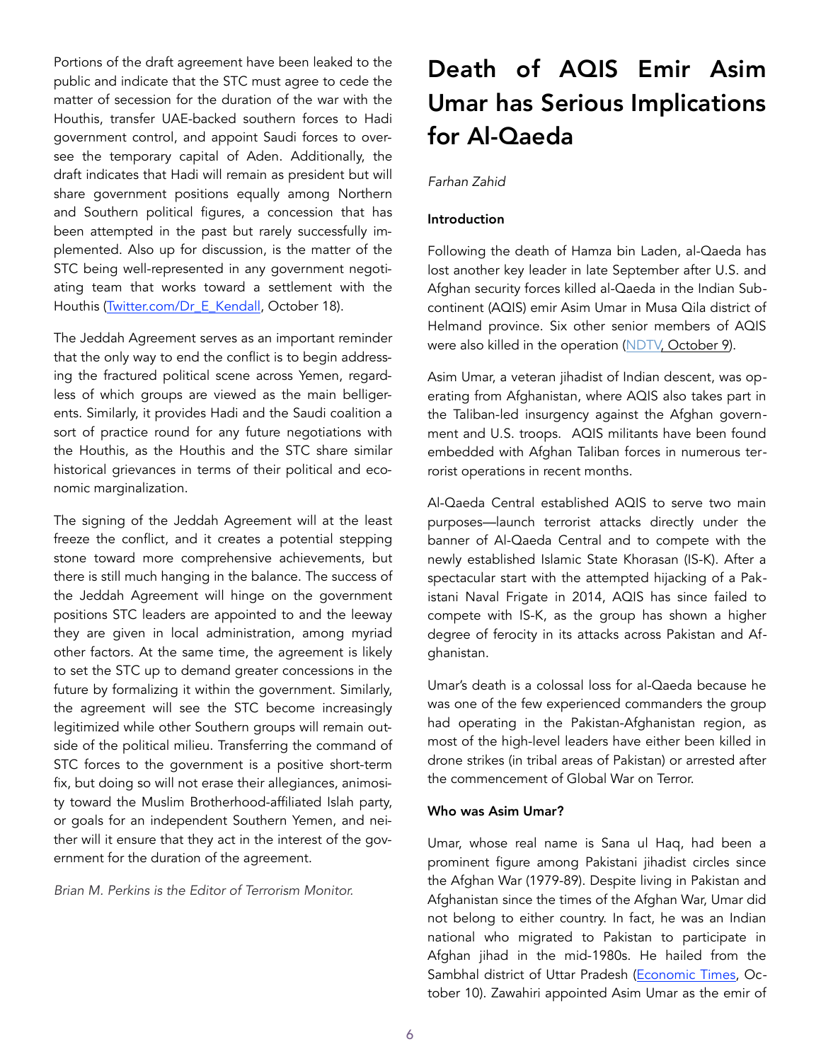Portions of the draft agreement have been leaked to the public and indicate that the STC must agree to cede the matter of secession for the duration of the war with the Houthis, transfer UAE-backed southern forces to Hadi government control, and appoint Saudi forces to oversee the temporary capital of Aden. Additionally, the draft indicates that Hadi will remain as president but will share government positions equally among Northern and Southern political figures, a concession that has been attempted in the past but rarely successfully implemented. Also up for discussion, is the matter of the STC being well-represented in any government negotiating team that works toward a settlement with the Houthis (Twitter.com/Dr_E_Kendall, October 18).

The Jeddah Agreement serves as an important reminder that the only way to end the conflict is to begin addressing the fractured political scene across Yemen, regardless of which groups are viewed as the main belligerents. Similarly, it provides Hadi and the Saudi coalition a sort of practice round for any future negotiations with the Houthis, as the Houthis and the STC share similar historical grievances in terms of their political and economic marginalization.

The signing of the Jeddah Agreement will at the least freeze the conflict, and it creates a potential stepping stone toward more comprehensive achievements, but there is still much hanging in the balance. The success of the Jeddah Agreement will hinge on the government positions STC leaders are appointed to and the leeway they are given in local administration, among myriad other factors. At the same time, the agreement is likely to set the STC up to demand greater concessions in the future by formalizing it within the government. Similarly, the agreement will see the STC become increasingly legitimized while other Southern groups will remain outside of the political milieu. Transferring the command of STC forces to the government is a positive short-term fix, but doing so will not erase their allegiances, animosity toward the Muslim Brotherhood-affiliated Islah party, or goals for an independent Southern Yemen, and neither will it ensure that they act in the interest of the government for the duration of the agreement.

*Brian M. Perkins is the Editor of Terrorism Monitor.*

# Death of AQIS Emir Asim Umar has Serious Implications for Al-Qaeda

*Farhan Zahid*

**Introduction**

Following the death of Hamza bin Laden, al-Qaeda has lost another key leader in late September after U.S. and Afghan security forces killed al-Qaeda in the Indian Subcontinent (AQIS) emir Asim Umar in Musa Qila district of Helmand province. Six other senior members of AQIS were also killed in the operation (NDTV, October 9).

Asim Umar, a veteran jihadist of Indian descent, was operating from Afghanistan, where AQIS also takes part in the Taliban-led insurgency against the Afghan government and U.S. troops. AQIS militants have been found embedded with Afghan Taliban forces in numerous terrorist operations in recent months.

Al-Qaeda Central established AQIS to serve two main purposes—launch terrorist attacks directly under the banner of Al-Qaeda Central and to compete with the newly established Islamic State Khorasan (IS-K). After a spectacular start with the attempted hijacking of a Pakistani Naval Frigate in 2014, AQIS has since failed to compete with IS-K, as the group has shown a higher degree of ferocity in its attacks across Pakistan and Afghanistan.

Umar's death is a colossal loss for al-Qaeda because he was one of the few experienced commanders the group had operating in the Pakistan-Afghanistan region, as most of the high-level leaders have either been killed in drone strikes (in tribal areas of Pakistan) or arrested after the commencement of Global War on Terror.

**Who was Asim Umar?**

Umar, whose real name is Sana ul Haq, had been a prominent figure among Pakistani jihadist circles since the Afghan War (1979-89). Despite living in Pakistan and Afghanistan since the times of the Afghan War, Umar did not belong to either country. In fact, he was an Indian national who migrated to Pakistan to participate in Afghan jihad in the mid-1980s. He hailed from the Sambhal district of Uttar Pradesh (Economic Times, October 10). Zawahiri appointed Asim Umar as the emir of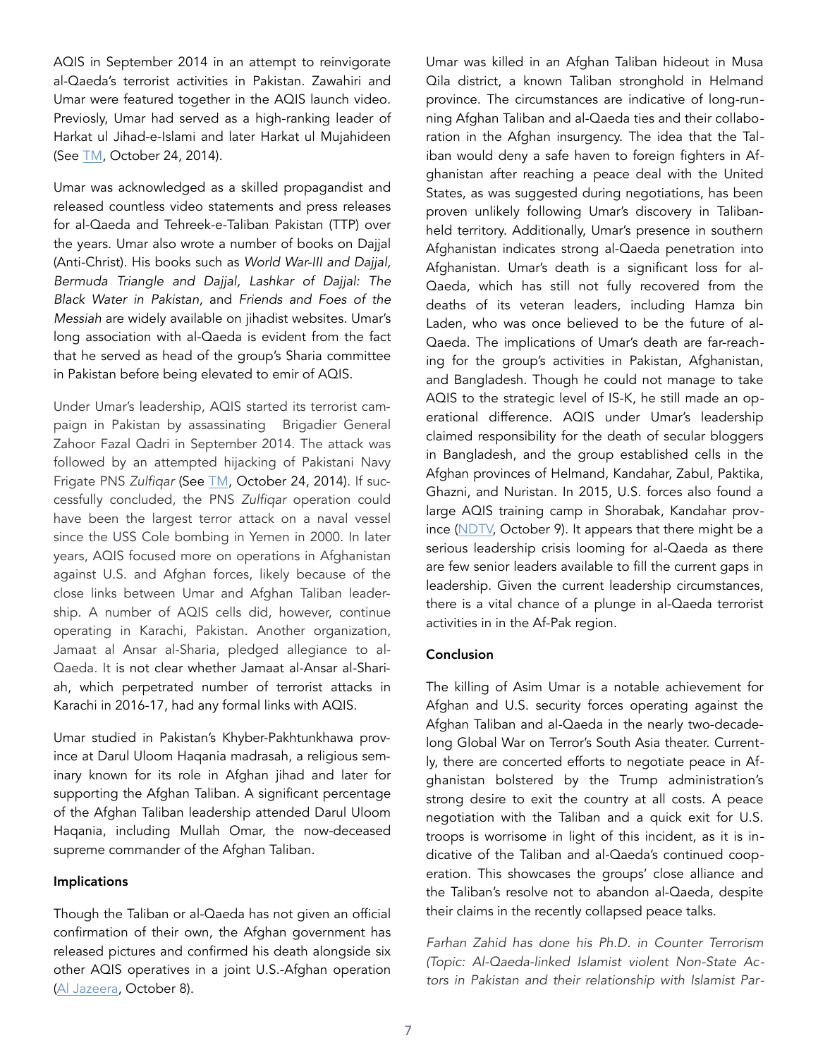AQIS in September 2014 in an attempt to reinvigorate al-Qaeda's terrorist activities in Pakistan. Zawahiri and Umar were featured together in the AQIS launch video. Previously, Umar had served as a high-ranking leader of Harkat ul Jihad-e-Islami and later Harkat ul Mujahideen (See TM, October 24, 2014).

Umar was acknowledged as a skilled propagandist and released countless video statements and press releases for al-Qaeda and Tehreek-e-Taliban Pakistan (TTP) over the years. Umar also wrote a number of books on Dajjal (Anti-Christ). His books such as *World War-III and Dajjal, Bermuda Triangle and Dajjal, Lashkar of Dajjal: The Black Water in Pakistan,* and *Friends and Foes of the Messiah* are widely available on jihadist websites. Umar's long association with al-Qaeda is evident from the fact that he served as head of the group's Sharia committee in Pakistan before being elevated to emir of AQIS.

Under Umar's leadership, AQIS started its terrorist campaign in Pakistan by assassinating Brigadier General Zahoor Fazal Qadri in September 2014. The attack was followed by an attempted hijacking of Pakistani Navy Frigate PNS *Zulfiqar* (See TM, October 24, 2014). If successfully concluded, the PNS *Zulfiqar* operation could have been the largest terror attack on a naval vessel since the USS Cole bombing in Yemen in 2000. In later years, AQIS focused more on operations in Afghanistan against U.S. and Afghan forces, likely because of the close links between Umar and Afghan Taliban leadership. A number of AQIS cells did, however, continue operating in Karachi, Pakistan. Another organization, Jamaat al Ansar al-Sharia, pledged allegiance to al-Qaeda. It is not clear whether Jamaat al-Ansar al-Shariah, which perpetrated number of terrorist attacks in Karachi in 2016-17, had any formal links with AQIS.

Umar studied in Pakistan's Khyber-Pakhtunkhawa province at Darul Uloom Haqania madrasah, a religious seminary known for its role in Afghan jihad and later for supporting the Afghan Taliban. A significant percentage of the Afghan Taliban leadership attended Darul Uloom Haqania, including Mullah Omar, the now-deceased supreme commander of the Afghan Taliban.

**Implications**

Though the Taliban or al-Qaeda has not given an official confirmation of their own, the Afghan government has released pictures and confirmed his death alongside six other AQIS operatives in a joint U.S.-Afghan operation (Al Jazeera, October 8).

Umar was killed in an Afghan Taliban hideout in Musa Qila district, a known Taliban stronghold in Helmand province. The circumstances are indicative of long-running Afghan Taliban and al-Qaeda ties and their collaboration in the Afghan insurgency. The idea that the Taliban would deny a safe haven to foreign fighters in Afghanistan after reaching a peace deal with the United States, as was suggested during negotiations, has been proven unlikely following Umar's discovery in Taliban-held territory. Additionally, Umar's presence in southern Afghanistan indicates strong al-Qaeda penetration into Afghanistan. Umar's death is a significant loss for al-Qaeda, which has still not fully recovered from the deaths of its veteran leaders, including Hamza bin Laden, who was once believed to be the future of al-Qaeda. The implications of Umar's death are far-reaching for the group's activities in Pakistan, Afghanistan, and Bangladesh. Though he could not manage to take AQIS to the strategic level of IS-K, he still made an operational difference. AQIS under Umar's leadership claimed responsibility for the death of secular bloggers in Bangladesh, and the group established cells in the Afghan provinces of Helmand, Kandahar, Zabul, Paktika, Ghazni, and Nuristan. In 2015, U.S. forces also found a large AQIS training camp in Shorabak, Kandahar province (NDTV, October 9). It appears that there might be a serious leadership crisis looming for al-Qaeda as there are few senior leaders available to fill the current gaps in leadership. Given the current leadership circumstances, there is a vital chance of a plunge in al-Qaeda terrorist activities in in the Af-Pak region.

**Conclusion**

The killing of Asim Umar is a notable achievement for Afghan and U.S. security forces operating against the Afghan Taliban and al-Qaeda in the nearly two-decade-long Global War on Terror's South Asia theater. Currently, there are concerted efforts to negotiate peace in Afghanistan bolstered by the Trump administration's strong desire to exit the country at all costs. A peace negotiation with the Taliban and a quick exit for U.S. troops is worrisome in light of this incident, as it is indicative of the Taliban and al-Qaeda's continued cooperation. This showcases the groups' close alliance and the Taliban's resolve not to abandon al-Qaeda, despite their claims in the recently collapsed peace talks.

*Farhan Zahid has done his Ph.D. in Counter Terrorism (Topic: Al-Qaeda-linked Islamist violent Non-State Actors in Pakistan and their relationship with Islamist Par-*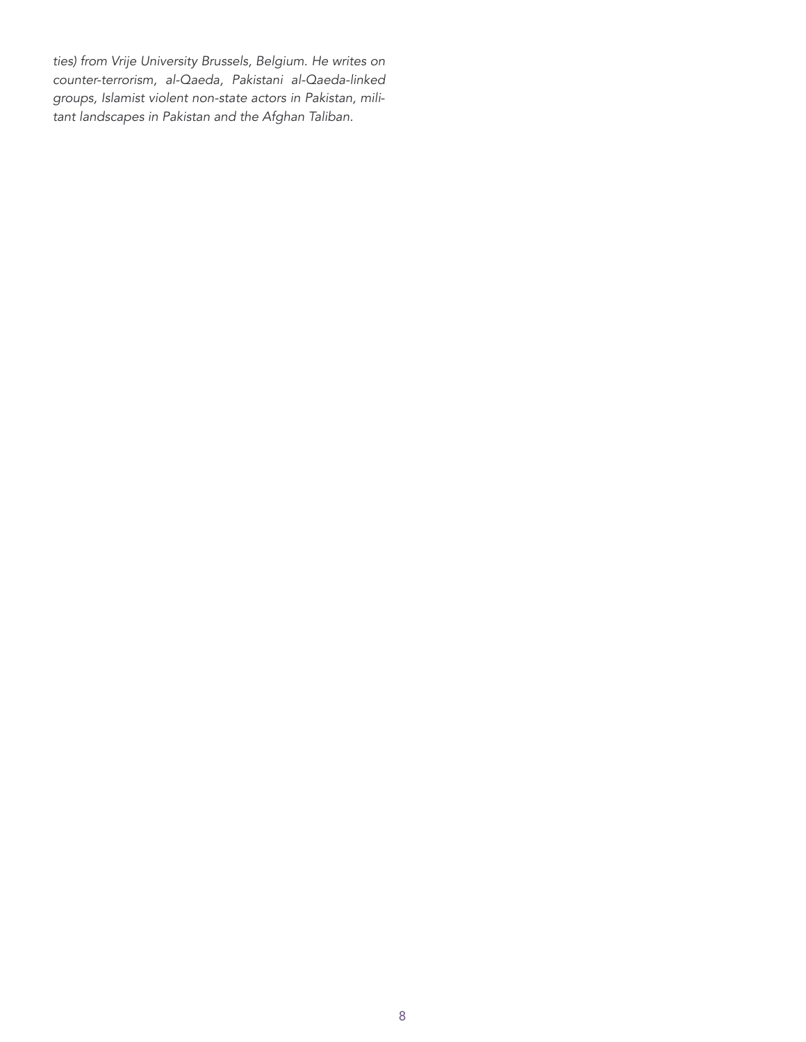*ties) from Vrije University Brussels, Belgium. He writes on counter-terrorism, al-Qaeda, Pakistani al-Qaeda-linked groups, Islamist violent non-state actors in Pakistan, militant landscapes in Pakistan and the Afghan Taliban.*